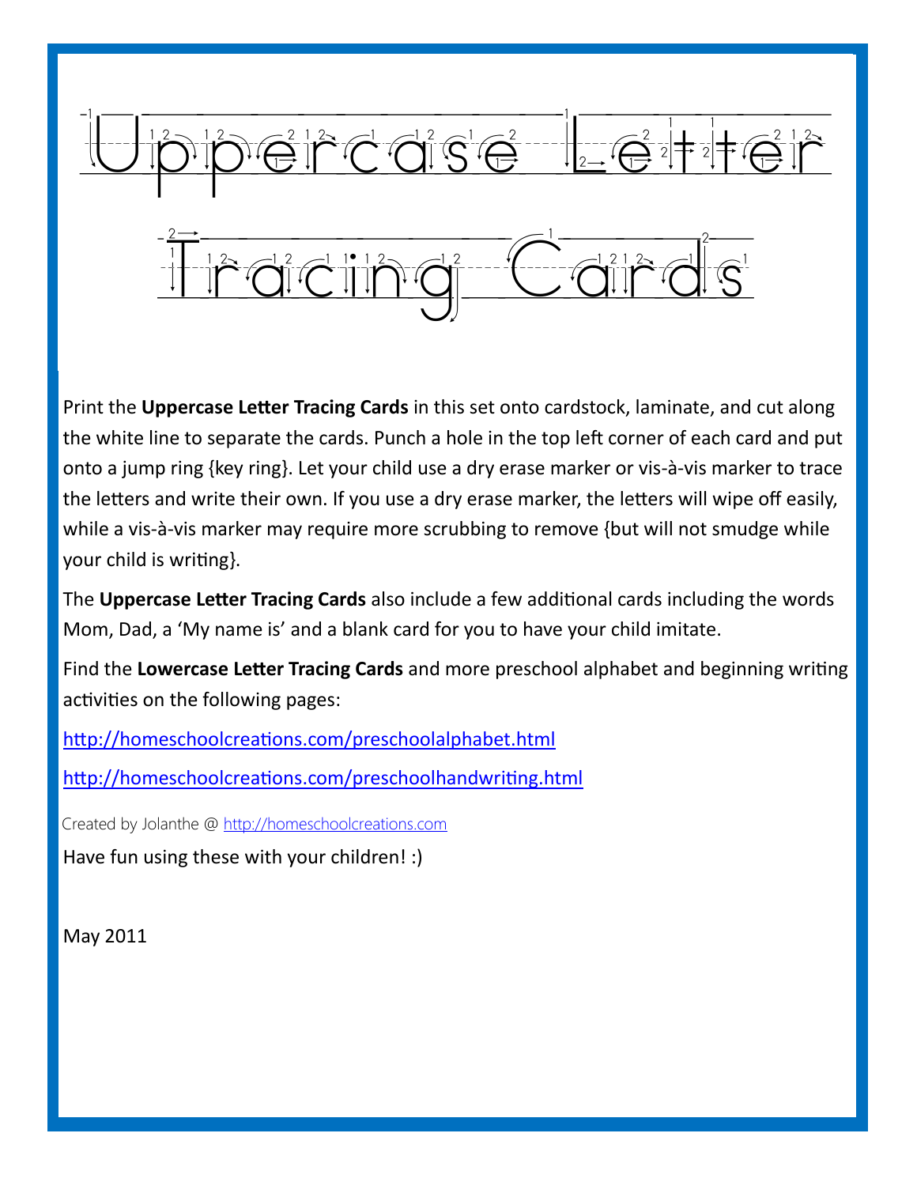# Uppercase Letter Tracing Cards

Print the **Uppercase Letter Tracing Cards** in this set onto cardstock, laminate, and cut along the white line to separate the cards. Punch a hole in the top left corner of each card and put onto a jump ring {key ring}. Let your child use a dry erase marker or vis-à-vis marker to trace the letters and write their own. If you use a dry erase marker, the letters will wipe off easily, while a vis-à-vis marker may require more scrubbing to remove {but will not smudge while your child is writing}.

The **Uppercase Letter Tracing Cards** also include a few additional cards including the words Mom, Dad, a 'My name is' and a blank card for you to have your child imitate.

Find the **Lowercase Letter Tracing Cards** and more preschool alphabet and beginning writing activities on the following pages:

http://homeschoolcreations.com/preschoolalphabet.html

http://homeschoolcreations.com/preschoolhandwriting.html

Created by Jolanthe @ http://homeschoolcreations.com

Have fun using these with your children! :)

May 2011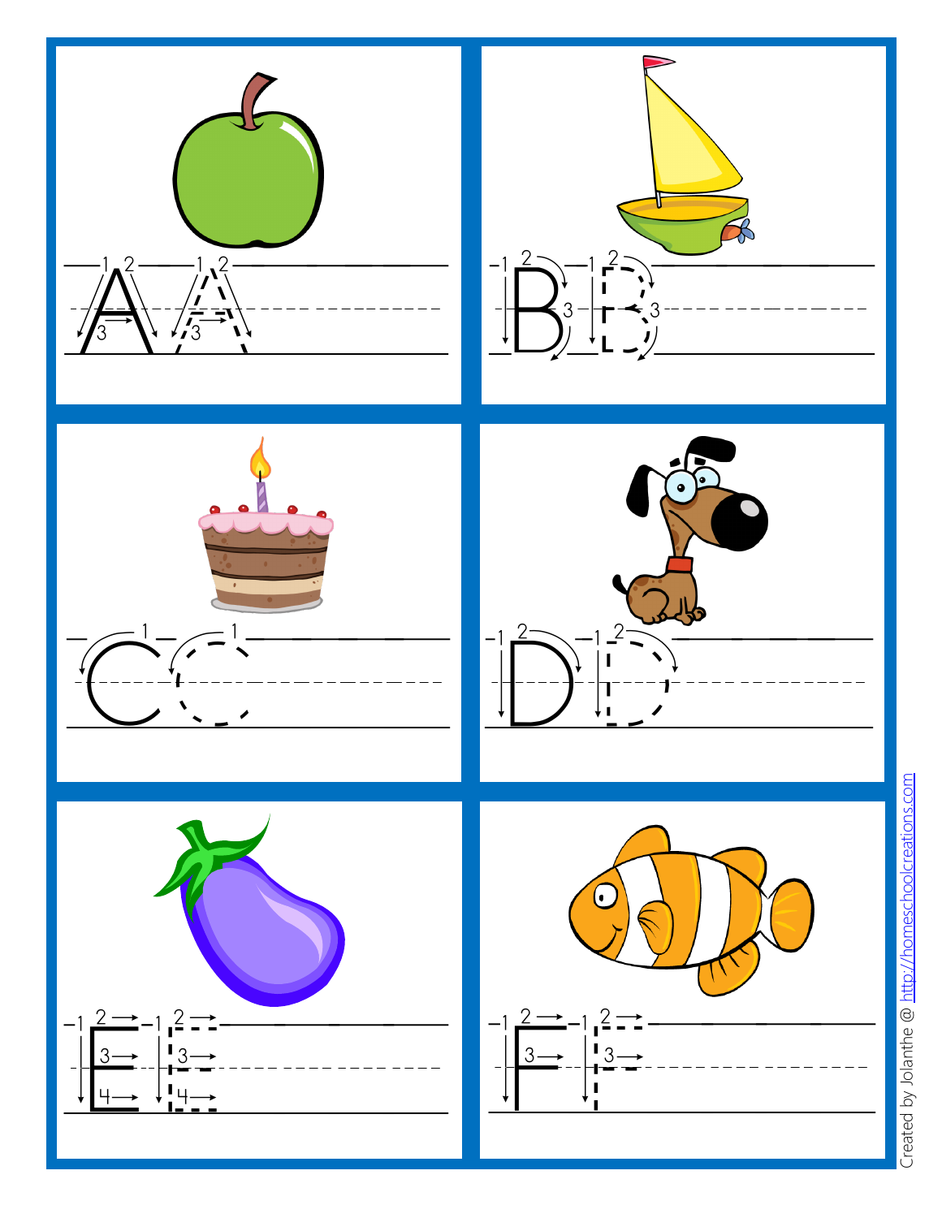A A

B B

C C

D D

E E

F F

Created by Jolanthe @ http://homeschoolcreations.com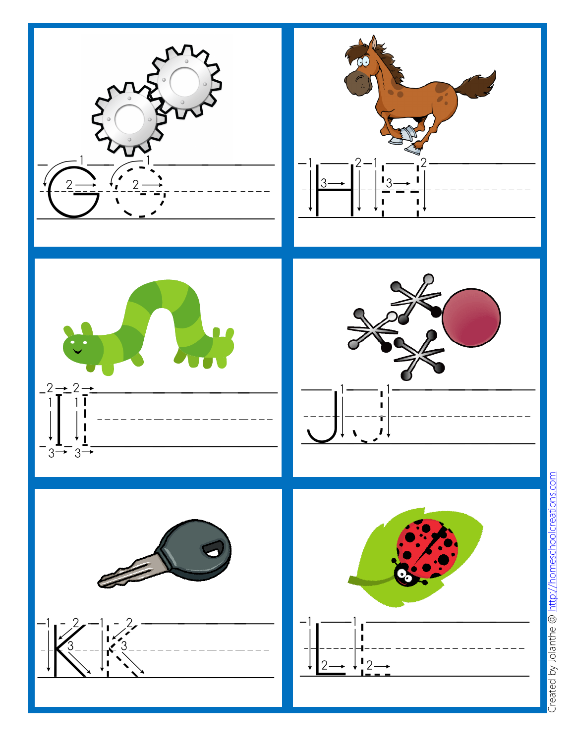G G

H H

I I

J J

K K

L L

Created by Jolanthe @ http://homeschoolcreations.com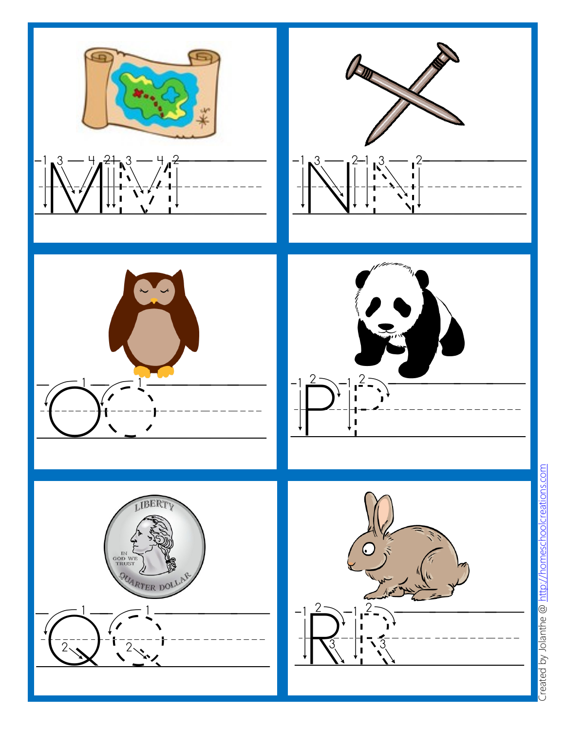M M

N N

O O

P P

Q Q

R R

Created by Jolanthe @ http://homeschoolcreations.com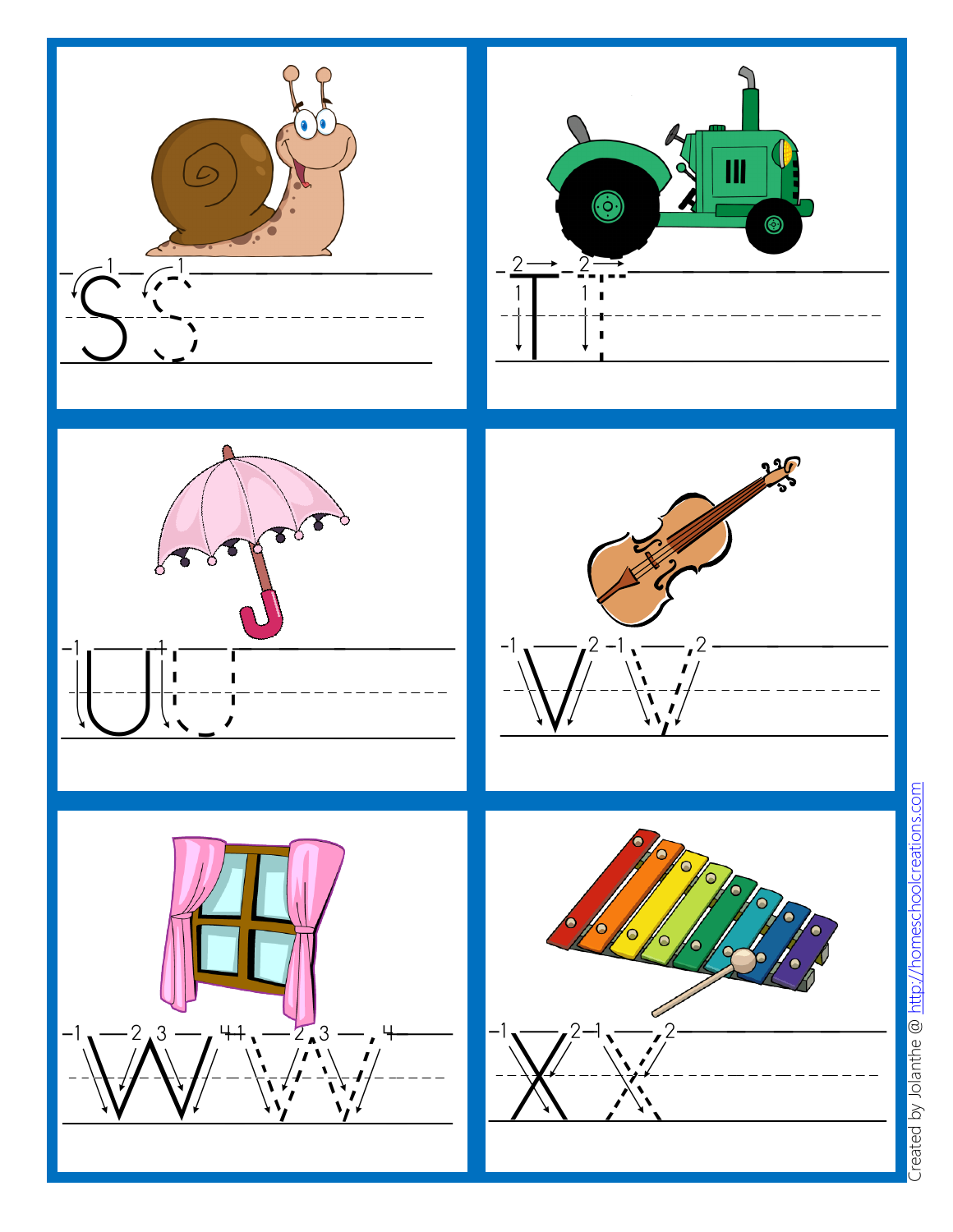S S

T T

U U

V V

W W

X X

Created by Jolanthe @ http://homeschoolcreations.com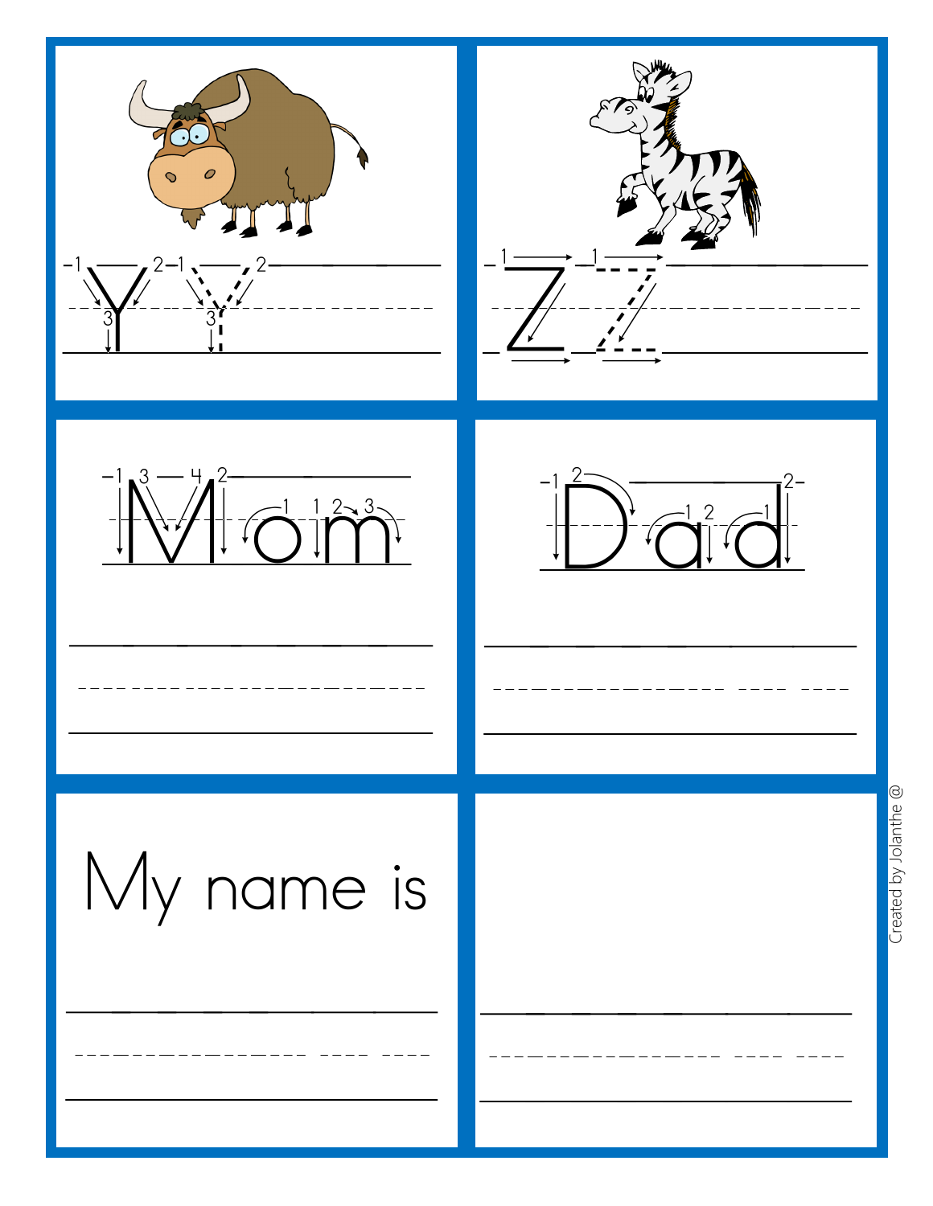Y y

Z z

Mom

Dad

My name is

Created by Jolanthe @